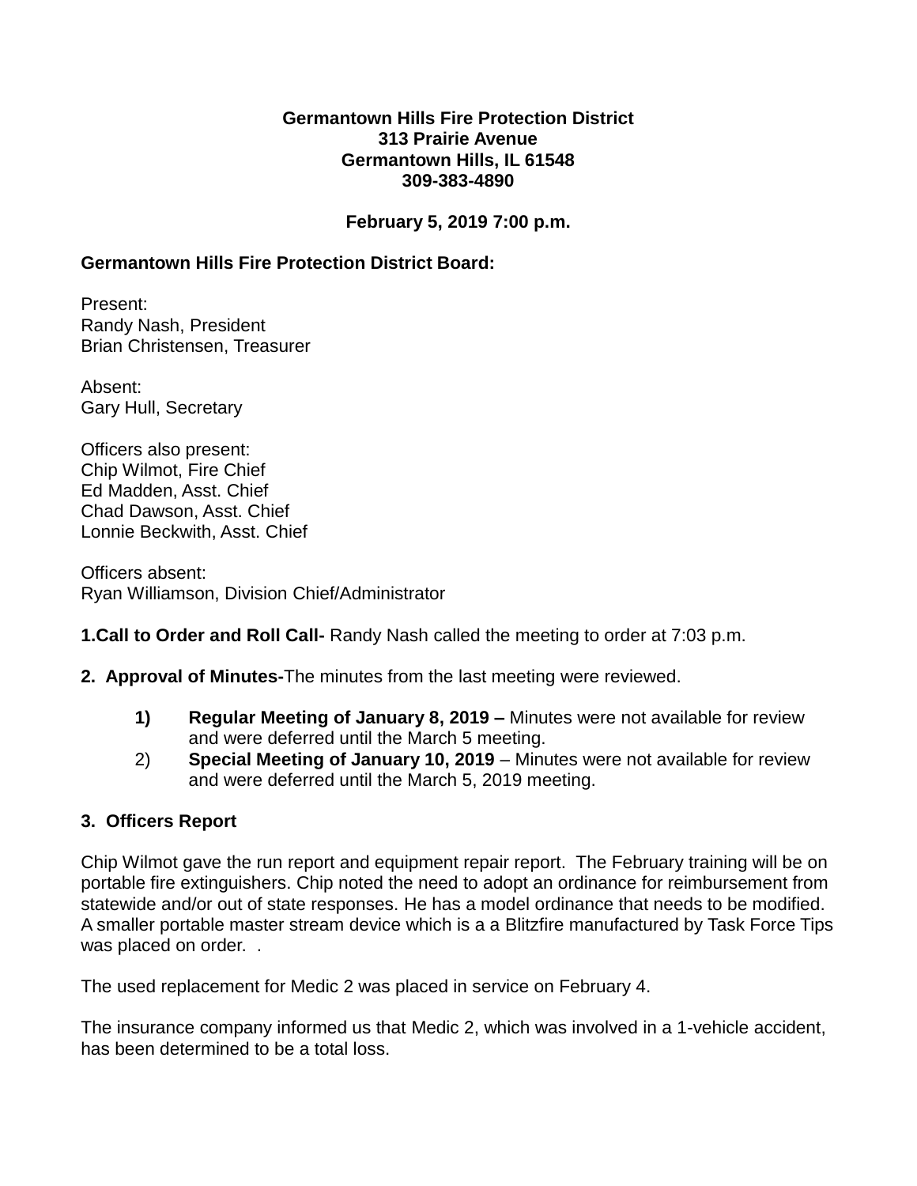**Germantown Hills Fire Protection District**
**313 Prairie Avenue**
**Germantown Hills, IL 61548**
**309-383-4890**

**February 5, 2019 7:00 p.m.**

**Germantown Hills Fire Protection District Board:**

Present:
Randy Nash, President
Brian Christensen, Treasurer

Absent:
Gary Hull, Secretary

Officers also present:
Chip Wilmot, Fire Chief
Ed Madden, Asst. Chief
Chad Dawson, Asst. Chief
Lonnie Beckwith, Asst. Chief

Officers absent:
Ryan Williamson, Division Chief/Administrator

**1.Call to Order and Roll Call-** Randy Nash called the meeting to order at 7:03 p.m.

**2. Approval of Minutes-**The minutes from the last meeting were reviewed.

1) **Regular Meeting of January 8, 2019 –** Minutes were not available for review and were deferred until the March 5 meeting.
2) **Special Meeting of January 10, 2019** – Minutes were not available for review and were deferred until the March 5, 2019 meeting.

**3. Officers Report**

Chip Wilmot gave the run report and equipment repair report. The February training will be on portable fire extinguishers. Chip noted the need to adopt an ordinance for reimbursement from statewide and/or out of state responses. He has a model ordinance that needs to be modified. A smaller portable master stream device which is a a Blitzfire manufactured by Task Force Tips was placed on order. .

The used replacement for Medic 2 was placed in service on February 4.

The insurance company informed us that Medic 2, which was involved in a 1-vehicle accident, has been determined to be a total loss.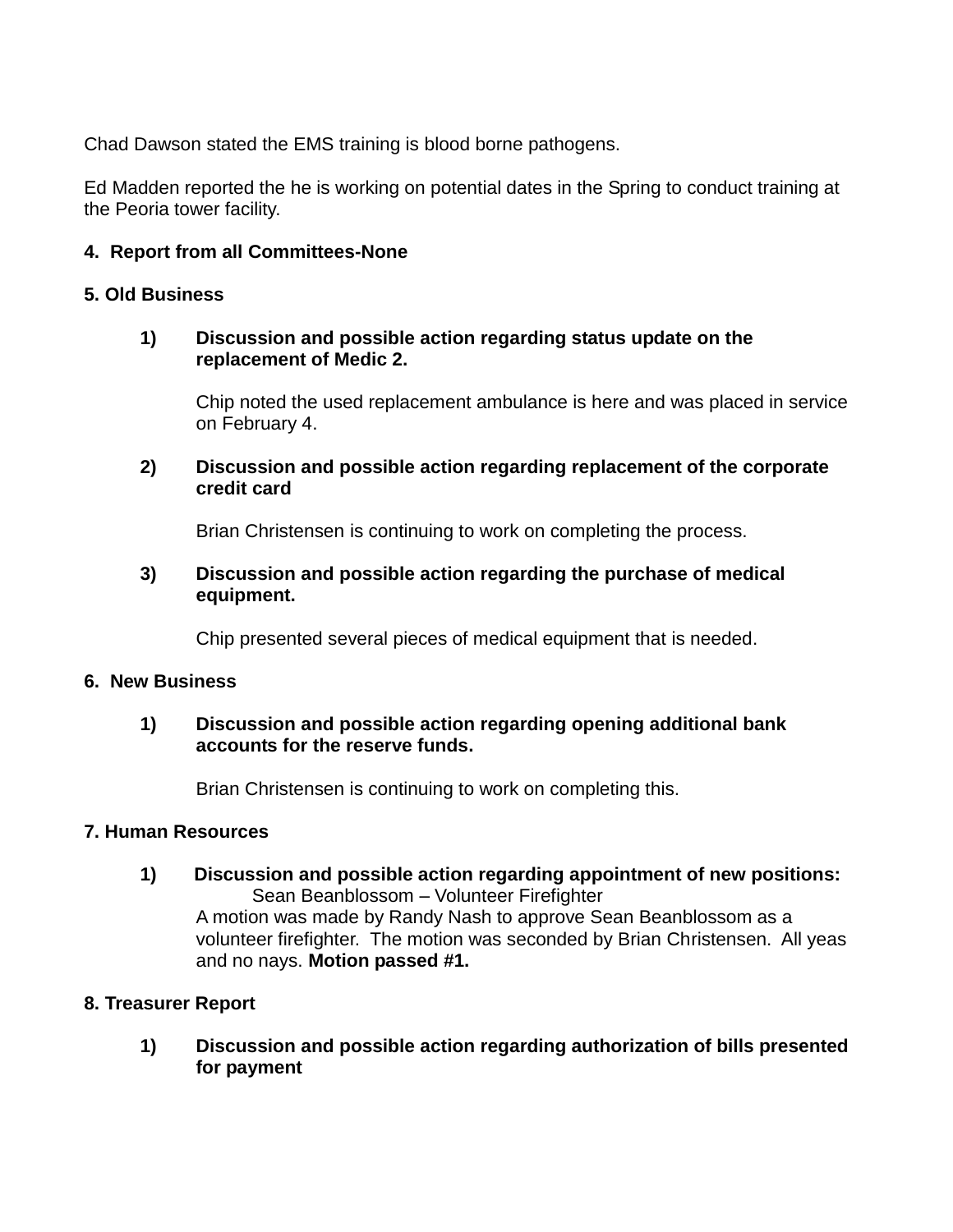Chad Dawson stated the EMS training is blood borne pathogens.

Ed Madden reported the he is working on potential dates in the Spring to conduct training at the Peoria tower facility.

**4. Report from all Committees-None**

**5. Old Business**

1) **Discussion and possible action regarding status update on the replacement of Medic 2.**

   Chip noted the used replacement ambulance is here and was placed in service on February 4.

2) **Discussion and possible action regarding replacement of the corporate credit card**

   Brian Christensen is continuing to work on completing the process.

3) **Discussion and possible action regarding the purchase of medical equipment.**

   Chip presented several pieces of medical equipment that is needed.

**6. New Business**

1) **Discussion and possible action regarding opening additional bank accounts for the reserve funds.**

   Brian Christensen is continuing to work on completing this.

**7. Human Resources**

1) **Discussion and possible action regarding appointment of new positions:**
   Sean Beanblossom – Volunteer Firefighter
   A motion was made by Randy Nash to approve Sean Beanblossom as a volunteer firefighter. The motion was seconded by Brian Christensen. All yeas and no nays. **Motion passed #1.**

**8. Treasurer Report**

1) **Discussion and possible action regarding authorization of bills presented for payment**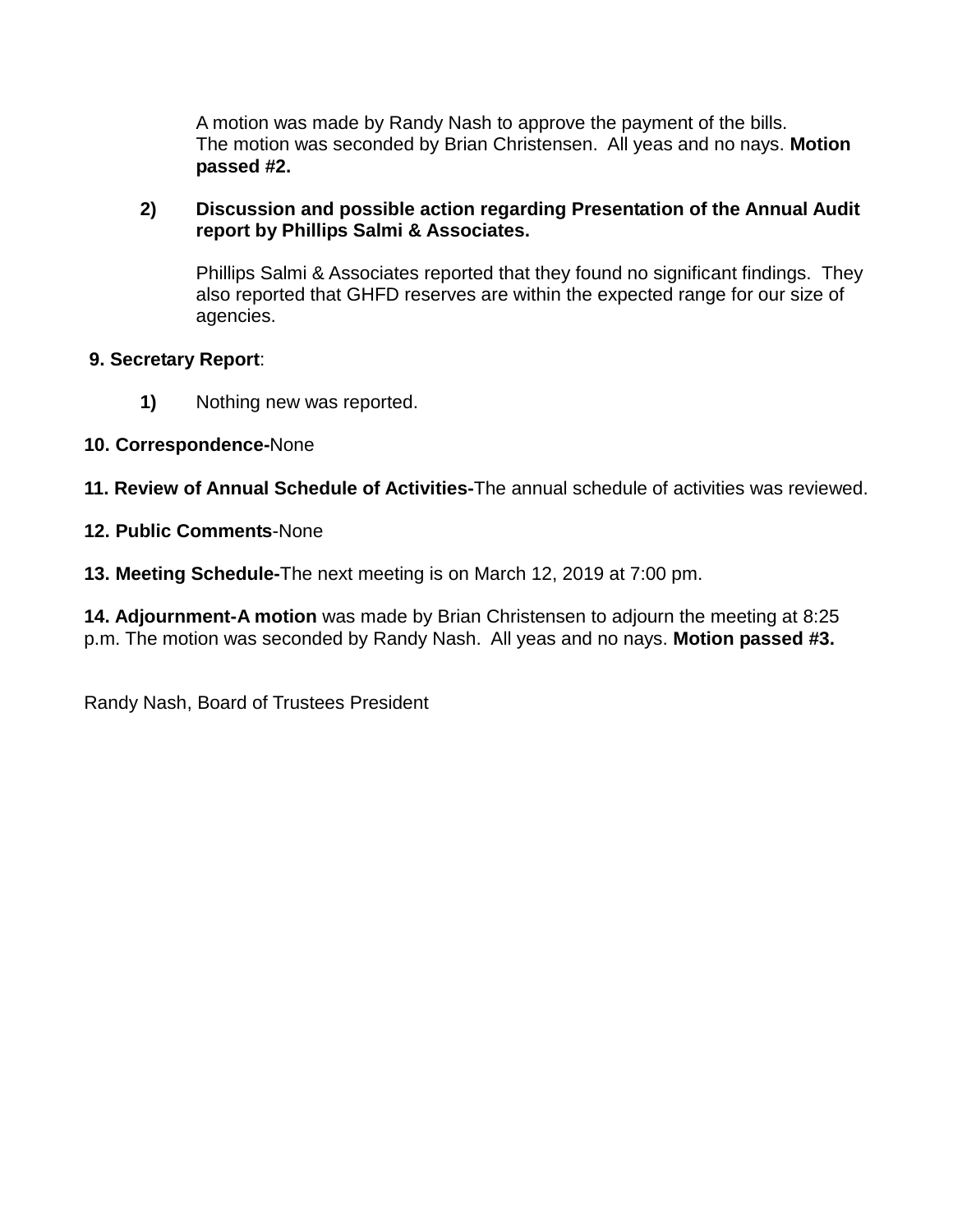A motion was made by Randy Nash to approve the payment of the bills. The motion was seconded by Brian Christensen. All yeas and no nays. **Motion passed #2.**

**2) Discussion and possible action regarding Presentation of the Annual Audit report by Phillips Salmi & Associates.**

Phillips Salmi & Associates reported that they found no significant findings. They also reported that GHFD reserves are within the expected range for our size of agencies.

**9. Secretary Report**:

**1)** Nothing new was reported.

**10. Correspondence-**None

**11. Review of Annual Schedule of Activities-**The annual schedule of activities was reviewed.

**12. Public Comments**-None

**13. Meeting Schedule-**The next meeting is on March 12, 2019 at 7:00 pm.

**14. Adjournment-A motion** was made by Brian Christensen to adjourn the meeting at 8:25 p.m. The motion was seconded by Randy Nash. All yeas and no nays. **Motion passed #3.**

Randy Nash, Board of Trustees President